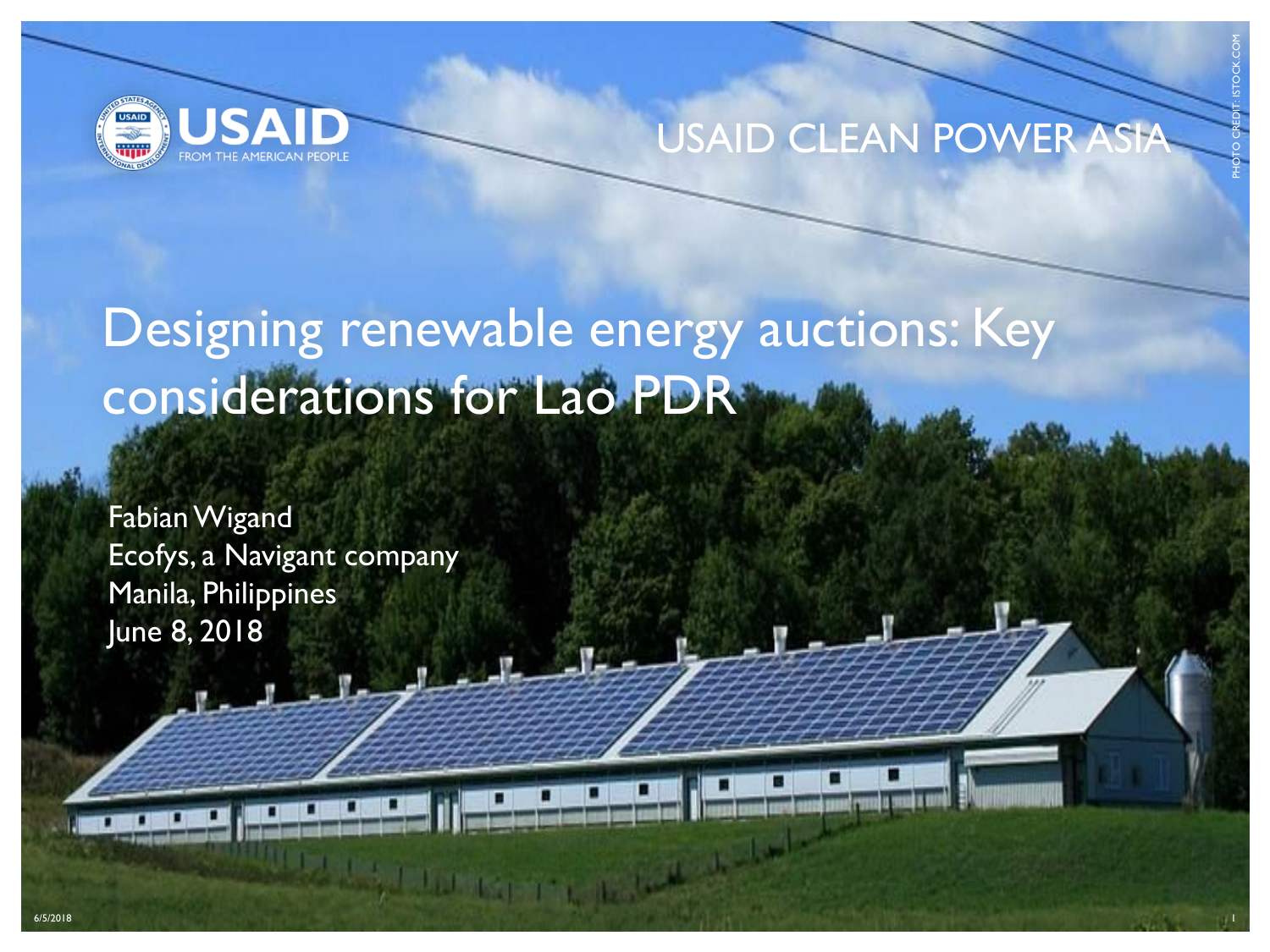USAID FROM THE AMERICAN PEOPLE

USAID CLEAN POWER ASIA

# Designing renewable energy auctions: Key considerations for Lao PDR

Fabian Wigand
Ecofys, a Navigant company
Manila, Philippines
June 8, 2018

PHOTO CREDIT: ISTOCK.COM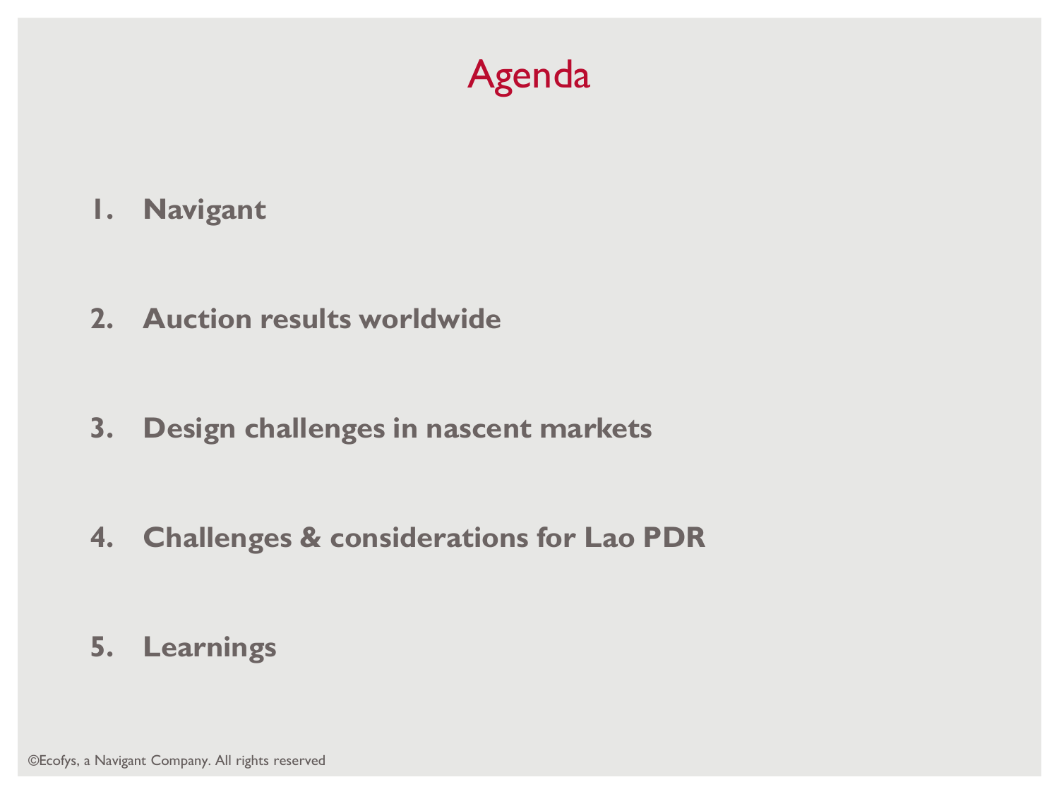# Agenda

1. **Navigant**
2. **Auction results worldwide**
3. **Design challenges in nascent markets**
4. **Challenges & considerations for Lao PDR**
5. **Learnings**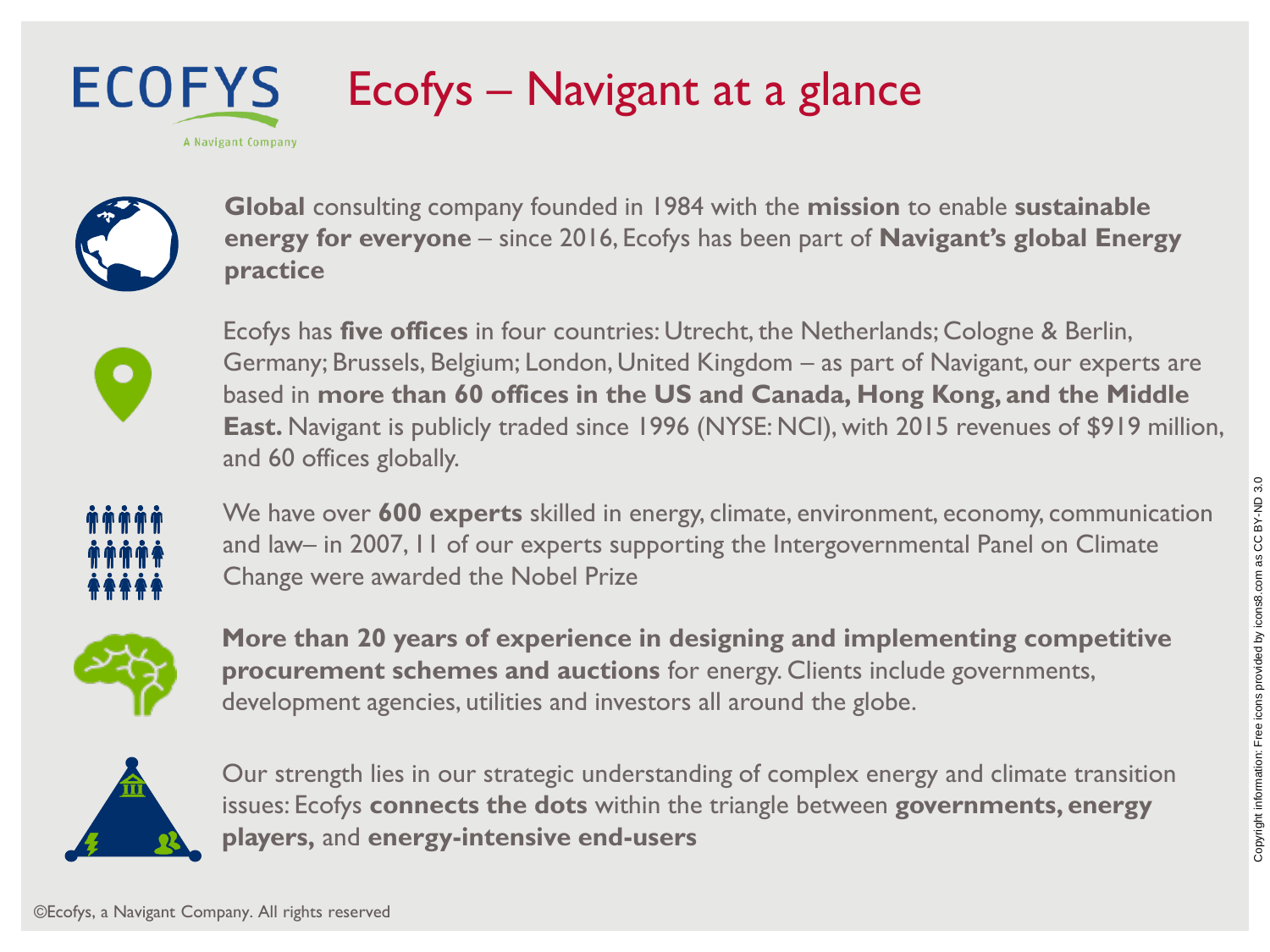# Ecofys – Navigant at a glance

ECOFYS
A Navigant Company

**Global** consulting company founded in 1984 with the **mission** to enable **sustainable energy for everyone** – since 2016, Ecofys has been part of **Navigant's global Energy practice**

Ecofys has **five offices** in four countries: Utrecht, the Netherlands; Cologne & Berlin, Germany; Brussels, Belgium; London, United Kingdom – as part of Navigant, our experts are based in **more than 60 offices in the US and Canada, Hong Kong, and the Middle East.** Navigant is publicly traded since 1996 (NYSE: NCI), with 2015 revenues of $919 million, and 60 offices globally.

We have over **600 experts** skilled in energy, climate, environment, economy, communication and law– in 2007, 11 of our experts supporting the Intergovernmental Panel on Climate Change were awarded the Nobel Prize

**More than 20 years of experience in designing and implementing competitive procurement schemes and auctions** for energy. Clients include governments, development agencies, utilities and investors all around the globe.

Our strength lies in our strategic understanding of complex energy and climate transition issues: Ecofys **connects the dots** within the triangle between **governments, energy players,** and **energy-intensive end-users**

Copyright information: Free icons provided by icons8.com as CC BY-ND 3.0

©Ecofys, a Navigant Company. All rights reserved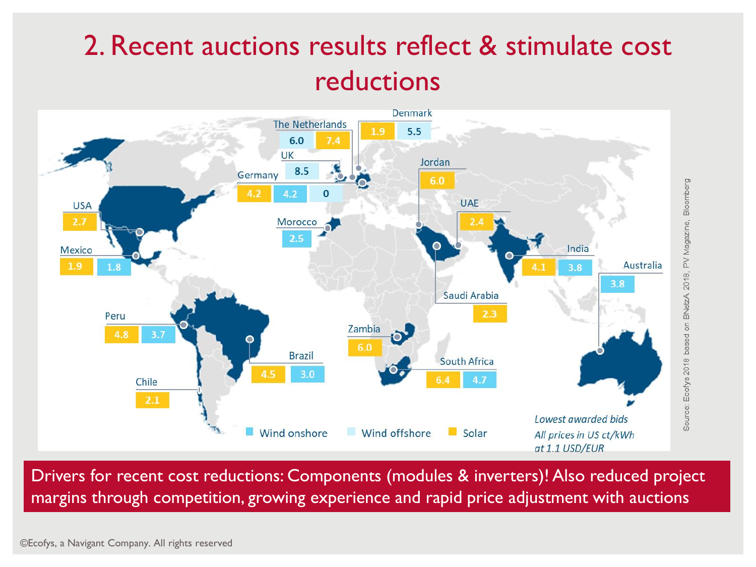# 2. Recent auctions results reflect & stimulate cost reductions

| Country | Solar | Wind onshore | Wind offshore |
|---|---|---|---|
| The Netherlands | 7.4 | | 6.0 |
| Denmark | 1.9 | | 5.5 |
| UK | | | 8.5 |
| Germany | 4.2 | 4.2 | 0 |
| Jordan | 6.0 | | |
| UAE | 2.4 | | |
| USA | 2.7 | | |
| Morocco | | 2.5 | |
| Mexico | 1.9 | 1.8 | |
| India | 4.1 | 3.8 | |
| Australia | | 3.8 | |
| Saudi Arabia | 2.3 | | |
| Peru | 4.8 | 3.7 | |
| Zambia | 6.0 | | |
| Brazil | 4.5 | 3.0 | |
| South Africa | 6.4 | 4.7 | |
| Chile | 2.1 | | |

*Lowest awarded bids*
*All prices in US ct/kWh at 1.1 USD/EUR*

Source: Ecofys 2018 based on BNetzA 2018, PV Magazine, Bloomberg

Drivers for recent cost reductions: Components (modules & inverters)! Also reduced project margins through competition, growing experience and rapid price adjustment with auctions

©Ecofys, a Navigant Company. All rights reserved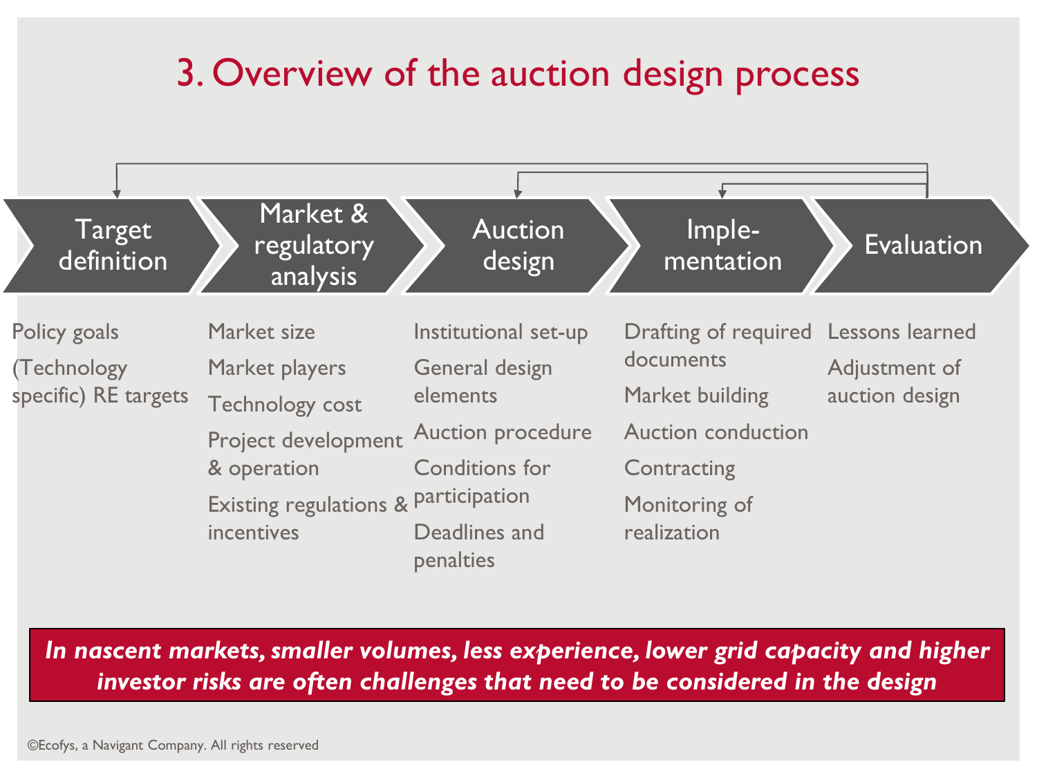# 3. Overview of the auction design process

| Target definition | Market & regulatory analysis | Auction design | Imple-mentation | Evaluation |
| --- | --- | --- | --- | --- |
| Policy goals | Market size | Institutional set-up | Drafting of required documents | Lessons learned |
| (Technology specific) RE targets | Market players | General design elements | Market building | Adjustment of auction design |
| | Technology cost | Auction procedure | Auction conduction | |
| | Project development & operation | Conditions for participation | Contracting | |
| | Existing regulations & incentives | Deadlines and penalties | Monitoring of realization | |

***In nascent markets, smaller volumes, less experience, lower grid capacity and higher investor risks are often challenges that need to be considered in the design***

©Ecofys, a Navigant Company. All rights reserved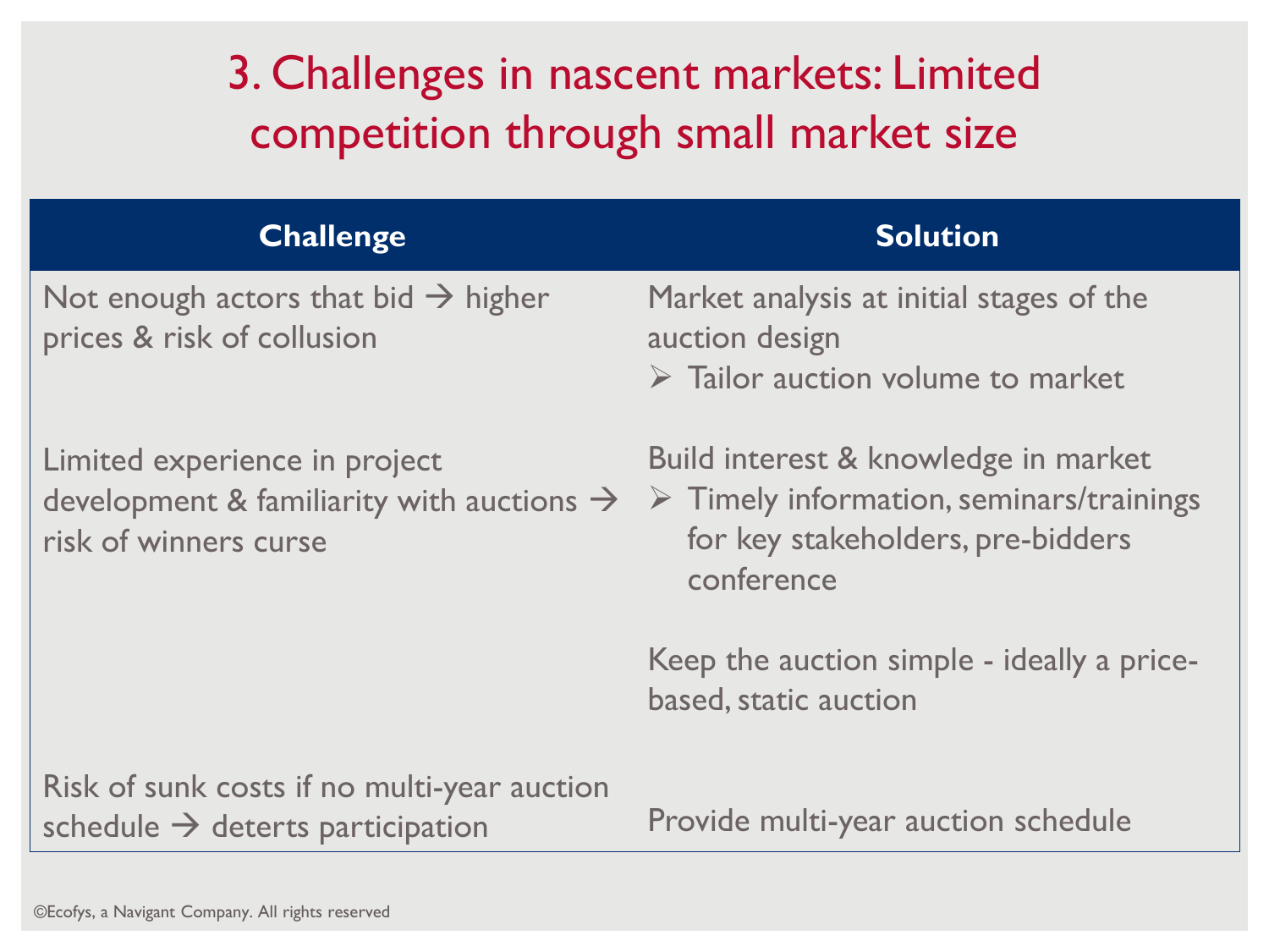# 3. Challenges in nascent markets: Limited competition through small market size

| Challenge | Solution |
|---|---|
| Not enough actors that bid → higher prices & risk of collusion | Market analysis at initial stages of the auction design<br>➢ Tailor auction volume to market |
| Limited experience in project development & familiarity with auctions → risk of winners curse | Build interest & knowledge in market<br>➢ Timely information, seminars/trainings for key stakeholders, pre-bidders conference<br><br>Keep the auction simple - ideally a price-based, static auction |
| Risk of sunk costs if no multi-year auction schedule → deters participation | Provide multi-year auction schedule |

©Ecofys, a Navigant Company. All rights reserved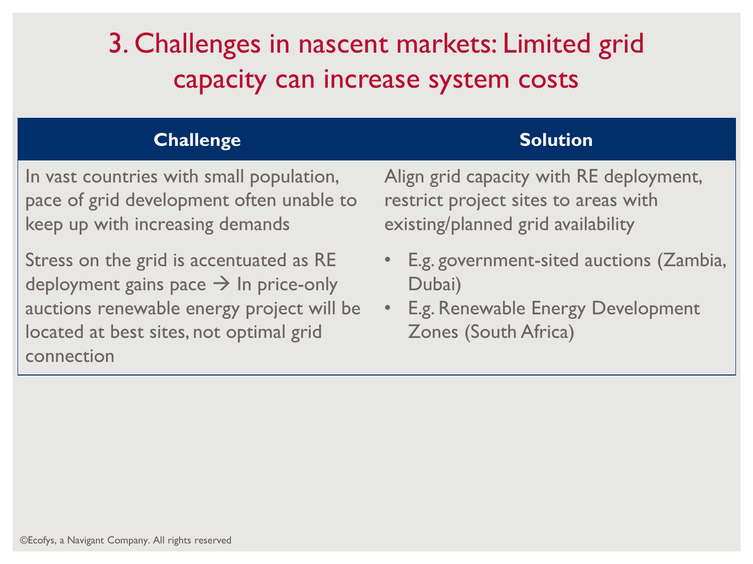# 3. Challenges in nascent markets: Limited grid capacity can increase system costs

| Challenge | Solution |
|---|---|
| In vast countries with small population, pace of grid development often unable to keep up with increasing demands | Align grid capacity with RE deployment, restrict project sites to areas with existing/planned grid availability |
| Stress on the grid is accentuated as RE deployment gains pace → In price-only auctions renewable energy project will be located at best sites, not optimal grid connection | • E.g. government-sited auctions (Zambia, Dubai)<br>• E.g. Renewable Energy Development Zones (South Africa) |

©Ecofys, a Navigant Company. All rights reserved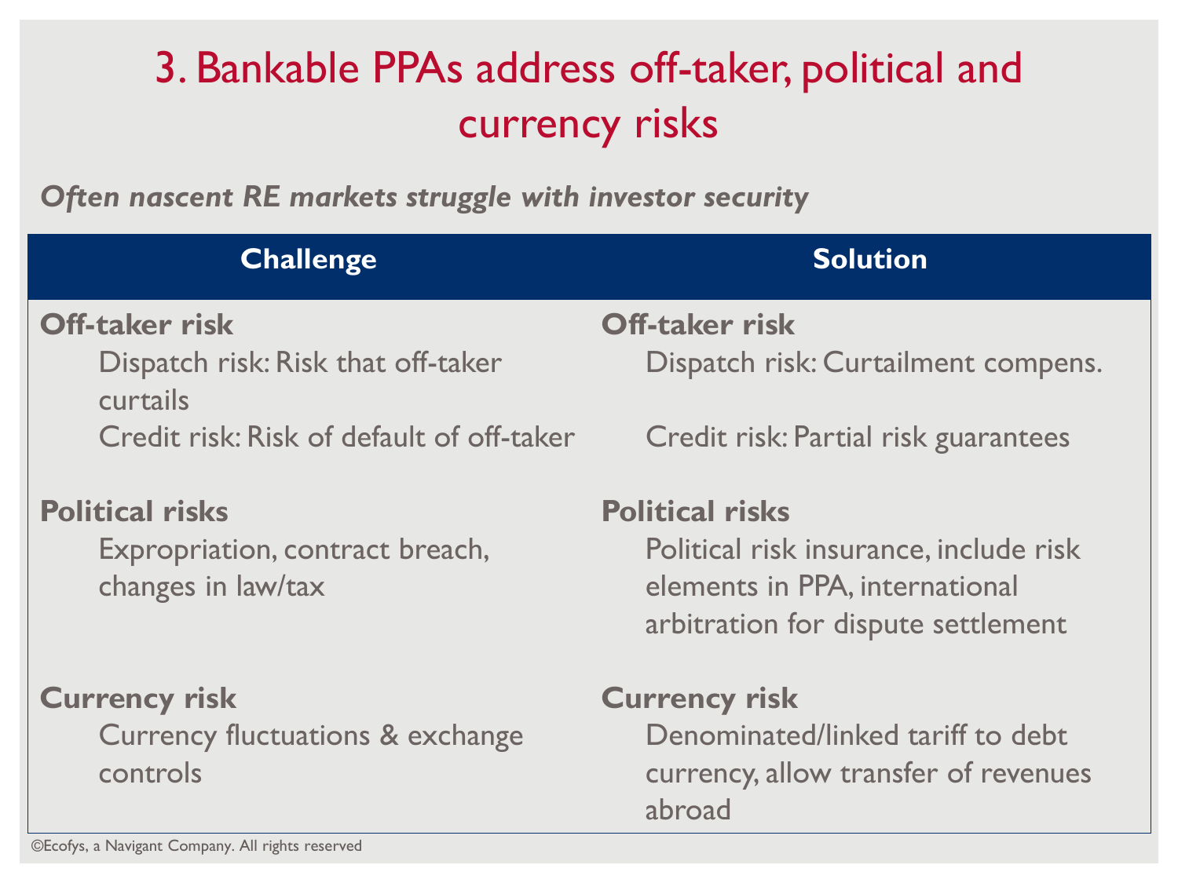# 3. Bankable PPAs address off-taker, political and currency risks

*Often nascent RE markets struggle with investor security*

| Challenge | Solution |
| --- | --- |
| **Off-taker risk** | **Off-taker risk** |
| Dispatch risk: Risk that off-taker curtails | Dispatch risk: Curtailment compens. |
| Credit risk: Risk of default of off-taker | Credit risk: Partial risk guarantees |
| **Political risks** | **Political risks** |
| Expropriation, contract breach, changes in law/tax | Political risk insurance, include risk elements in PPA, international arbitration for dispute settlement |
| **Currency risk** | **Currency risk** |
| Currency fluctuations & exchange controls | Denominated/linked tariff to debt currency, allow transfer of revenues abroad |

©Ecofys, a Navigant Company. All rights reserved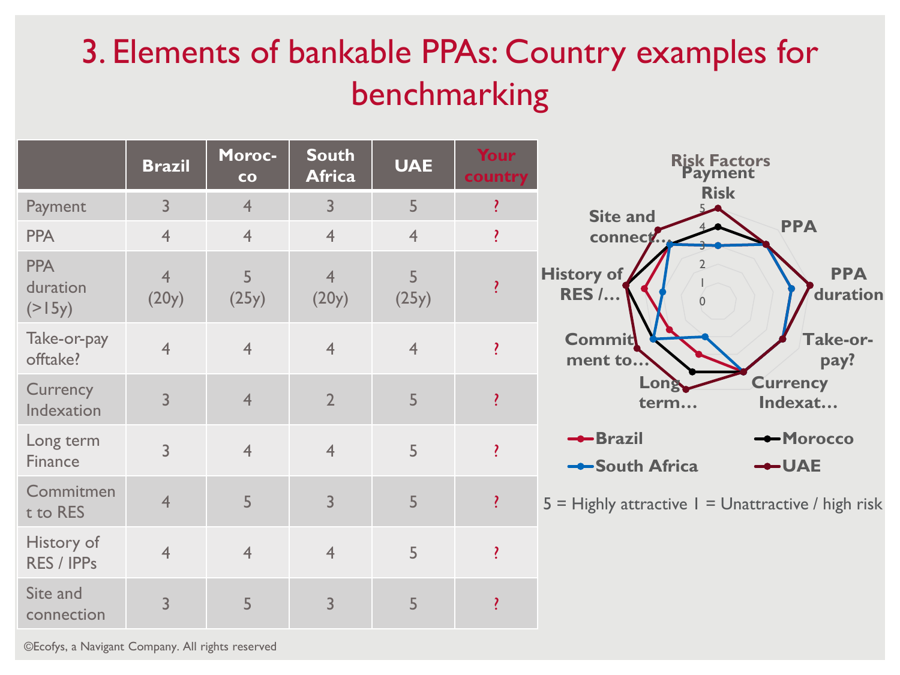# 3. Elements of bankable PPAs: Country examples for benchmarking

| | Brazil | Moroc-co | South Africa | UAE | Your country |
|---|---|---|---|---|---|
| Payment | 3 | 4 | 3 | 5 | ? |
| PPA | 4 | 4 | 4 | 4 | ? |
| PPA duration (>15y) | 4 (20y) | 5 (25y) | 4 (20y) | 5 (25y) | ? |
| Take-or-pay offtake? | 4 | 4 | 4 | 4 | ? |
| Currency Indexation | 3 | 4 | 2 | 5 | ? |
| Long term Finance | 3 | 4 | 4 | 5 | ? |
| Commitment to RES | 4 | 5 | 3 | 5 | ? |
| History of RES / IPPs | 4 | 4 | 4 | 5 | ? |
| Site and connection | 3 | 5 | 3 | 5 | ? |

Risk Factors

Payment Risk, PPA, PPA duration, Take-or-pay?, Currency Indexat…, Long term…, Commit ment to…, History of RES /…, Site and connect…

Brazil, Morocco, South Africa, UAE

5 = Highly attractive 1 = Unattractive / high risk

©Ecofys, a Navigant Company. All rights reserved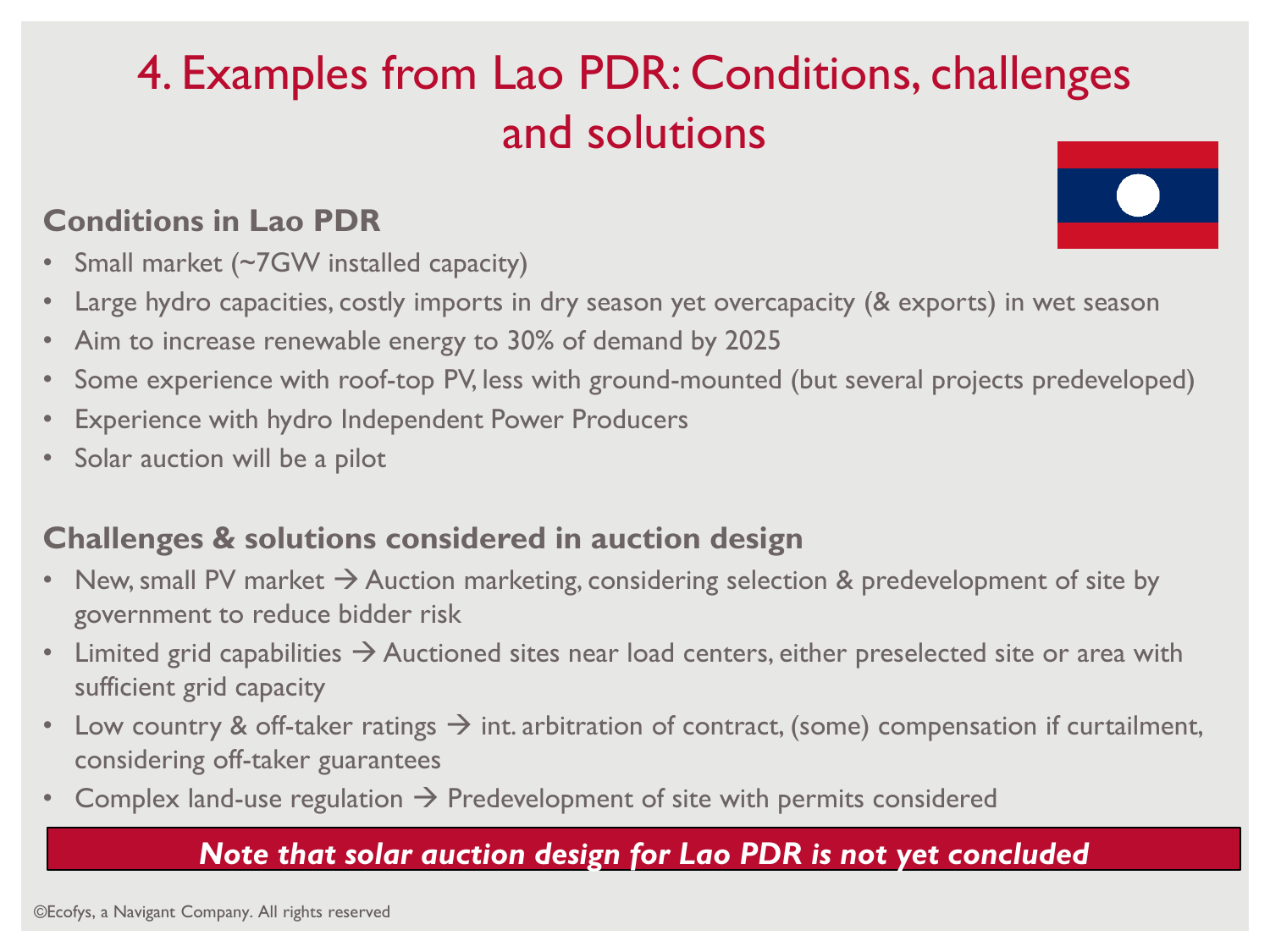# 4. Examples from Lao PDR: Conditions, challenges and solutions

## Conditions in Lao PDR

- Small market (~7GW installed capacity)
- Large hydro capacities, costly imports in dry season yet overcapacity (& exports) in wet season
- Aim to increase renewable energy to 30% of demand by 2025
- Some experience with roof-top PV, less with ground-mounted (but several projects predeveloped)
- Experience with hydro Independent Power Producers
- Solar auction will be a pilot

## Challenges & solutions considered in auction design

- New, small PV market → Auction marketing, considering selection & predevelopment of site by government to reduce bidder risk
- Limited grid capabilities → Auctioned sites near load centers, either preselected site or area with sufficient grid capacity
- Low country & off-taker ratings → int. arbitration of contract, (some) compensation if curtailment, considering off-taker guarantees
- Complex land-use regulation → Predevelopment of site with permits considered

***Note that solar auction design for Lao PDR is not yet concluded***

©Ecofys, a Navigant Company. All rights reserved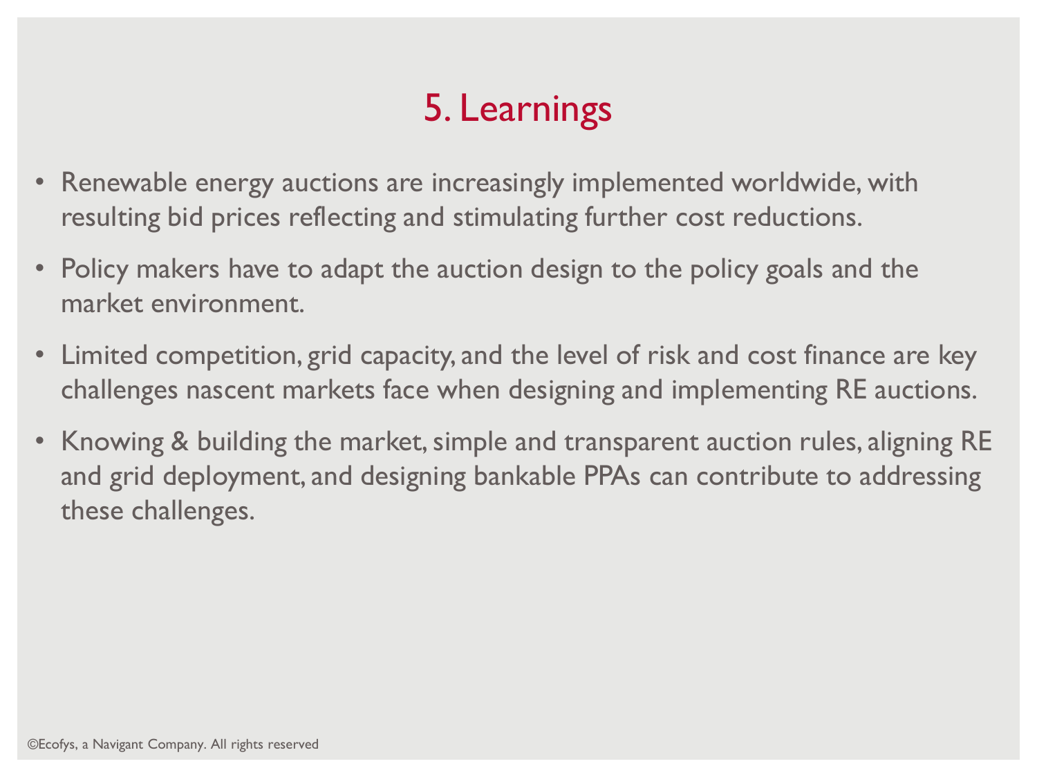# 5. Learnings

- Renewable energy auctions are increasingly implemented worldwide, with resulting bid prices reflecting and stimulating further cost reductions.
- Policy makers have to adapt the auction design to the policy goals and the market environment.
- Limited competition, grid capacity, and the level of risk and cost finance are key challenges nascent markets face when designing and implementing RE auctions.
- Knowing & building the market, simple and transparent auction rules, aligning RE and grid deployment, and designing bankable PPAs can contribute to addressing these challenges.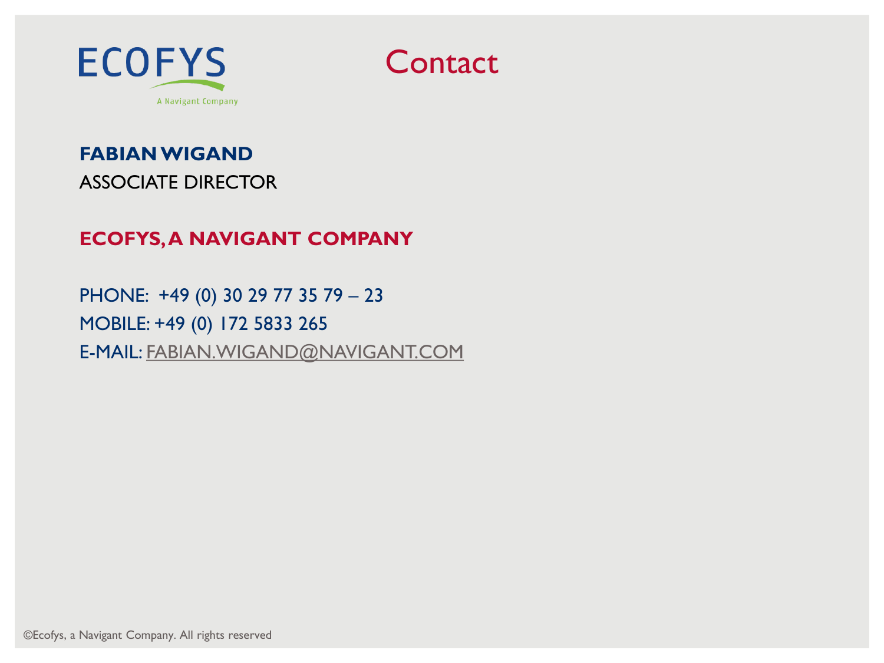ECOFYS

A Navigant Company

# Contact

**FABIAN WIGAND**

ASSOCIATE DIRECTOR

**ECOFYS, A NAVIGANT COMPANY**

PHONE: +49 (0) 30 29 77 35 79 – 23

MOBILE: +49 (0) 172 5833 265

E-MAIL: FABIAN.WIGAND@NAVIGANT.COM

©Ecofys, a Navigant Company. All rights reserved